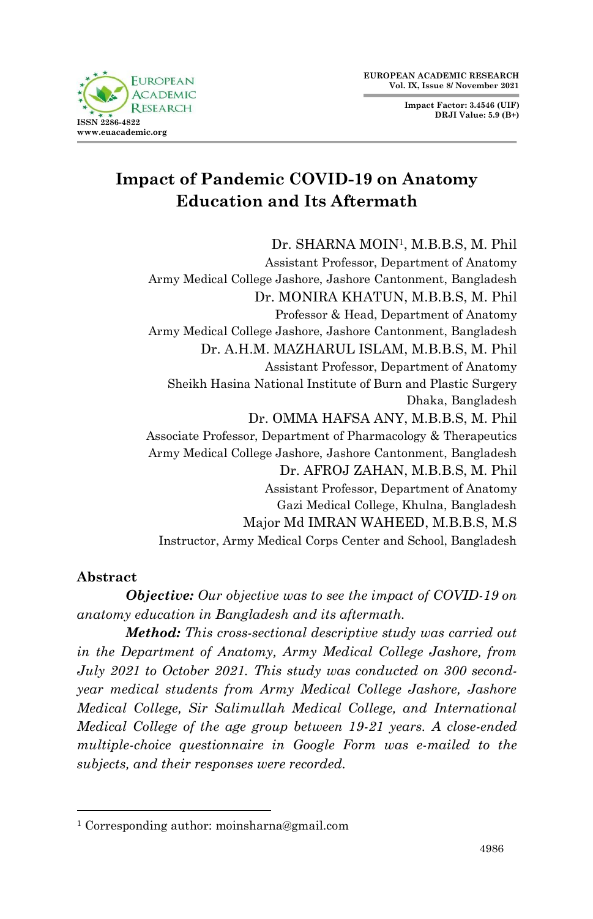# Impact of Pandemic COVID-19 on Anatomy Education and Its Aftermath

Dr. SHARNA MOIN[1], M.B.B.S, M. Phil
Assistant Professor, Department of Anatomy
Army Medical College Jashore, Jashore Cantonment, Bangladesh

Dr. MONIRA KHATUN, M.B.B.S, M. Phil
Professor & Head, Department of Anatomy
Army Medical College Jashore, Jashore Cantonment, Bangladesh

Dr. A.H.M. MAZHARUL ISLAM, M.B.B.S, M. Phil
Assistant Professor, Department of Anatomy
Sheikh Hasina National Institute of Burn and Plastic Surgery
Dhaka, Bangladesh

Dr. OMMA HAFSA ANY, M.B.B.S, M. Phil
Associate Professor, Department of Pharmacology & Therapeutics
Army Medical College Jashore, Jashore Cantonment, Bangladesh

Dr. AFROJ ZAHAN, M.B.B.S, M. Phil
Assistant Professor, Department of Anatomy
Gazi Medical College, Khulna, Bangladesh

Major Md IMRAN WAHEED, M.B.B.S, M.S
Instructor, Army Medical Corps Center and School, Bangladesh

## Abstract

***Objective:*** *Our objective was to see the impact of COVID-19 on anatomy education in Bangladesh and its aftermath.*

***Method:*** *This cross-sectional descriptive study was carried out in the Department of Anatomy, Army Medical College Jashore, from July 2021 to October 2021. This study was conducted on 300 second-year medical students from Army Medical College Jashore, Jashore Medical College, Sir Salimullah Medical College, and International Medical College of the age group between 19-21 years. A close-ended multiple-choice questionnaire in Google Form was e-mailed to the subjects, and their responses were recorded.*

---

[1] Corresponding author: moinsharna@gmail.com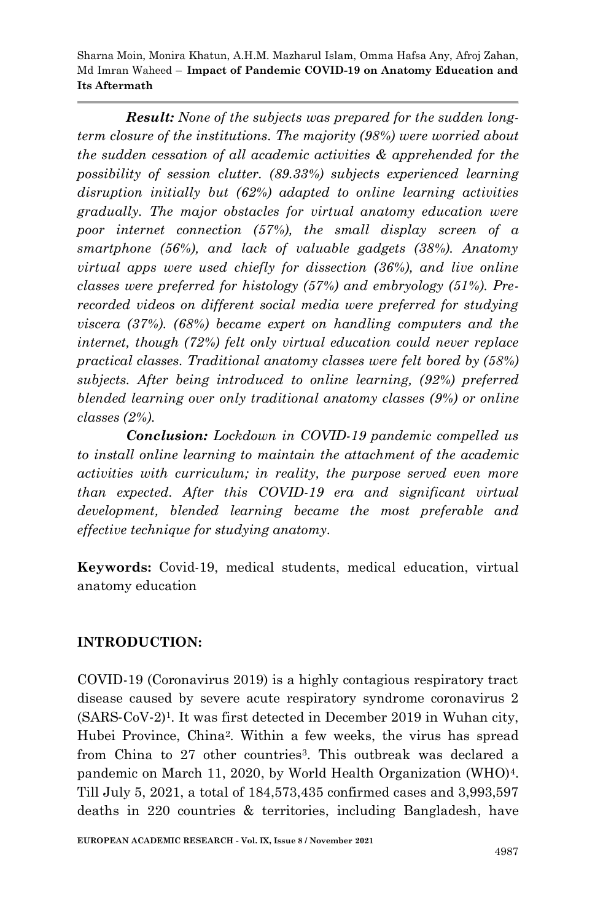***Result:*** *None of the subjects was prepared for the sudden long-term closure of the institutions. The majority (98%) were worried about the sudden cessation of all academic activities & apprehended for the possibility of session clutter. (89.33%) subjects experienced learning disruption initially but (62%) adapted to online learning activities gradually. The major obstacles for virtual anatomy education were poor internet connection (57%), the small display screen of a smartphone (56%), and lack of valuable gadgets (38%). Anatomy virtual apps were used chiefly for dissection (36%), and live online classes were preferred for histology (57%) and embryology (51%). Pre-recorded videos on different social media were preferred for studying viscera (37%). (68%) became expert on handling computers and the internet, though (72%) felt only virtual education could never replace practical classes. Traditional anatomy classes were felt bored by (58%) subjects. After being introduced to online learning, (92%) preferred blended learning over only traditional anatomy classes (9%) or online classes (2%).*

***Conclusion:*** *Lockdown in COVID-19 pandemic compelled us to install online learning to maintain the attachment of the academic activities with curriculum; in reality, the purpose served even more than expected. After this COVID-19 era and significant virtual development, blended learning became the most preferable and effective technique for studying anatomy.*

**Keywords:** Covid-19, medical students, medical education, virtual anatomy education

## INTRODUCTION:

COVID-19 (Coronavirus 2019) is a highly contagious respiratory tract disease caused by severe acute respiratory syndrome coronavirus 2 (SARS-CoV-2)[1]. It was first detected in December 2019 in Wuhan city, Hubei Province, China[2]. Within a few weeks, the virus has spread from China to 27 other countries[3]. This outbreak was declared a pandemic on March 11, 2020, by World Health Organization (WHO)[4]. Till July 5, 2021, a total of 184,573,435 confirmed cases and 3,993,597 deaths in 220 countries & territories, including Bangladesh, have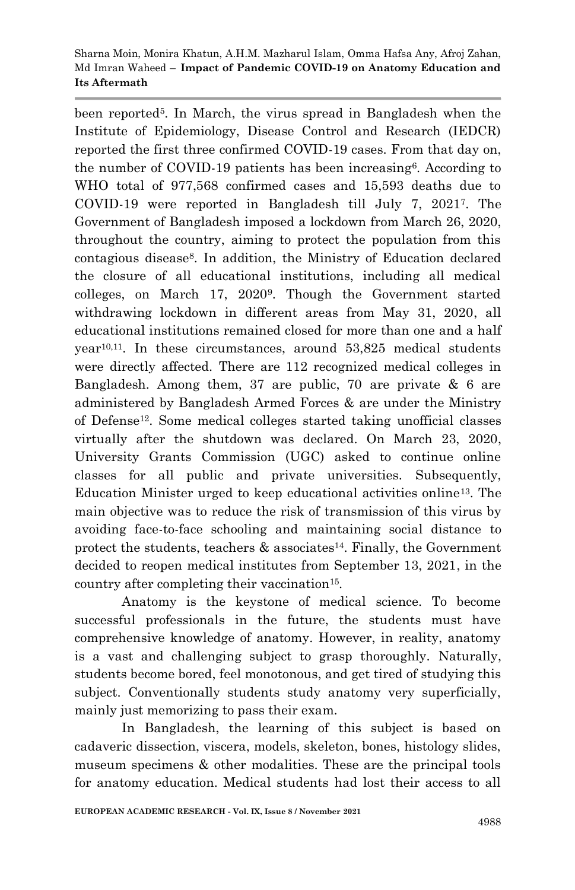been reported[5]. In March, the virus spread in Bangladesh when the Institute of Epidemiology, Disease Control and Research (IEDCR) reported the first three confirmed COVID-19 cases. From that day on, the number of COVID-19 patients has been increasing[6]. According to WHO total of 977,568 confirmed cases and 15,593 deaths due to COVID-19 were reported in Bangladesh till July 7, 2021[7]. The Government of Bangladesh imposed a lockdown from March 26, 2020, throughout the country, aiming to protect the population from this contagious disease[8]. In addition, the Ministry of Education declared the closure of all educational institutions, including all medical colleges, on March 17, 2020[9]. Though the Government started withdrawing lockdown in different areas from May 31, 2020, all educational institutions remained closed for more than one and a half year[10,11]. In these circumstances, around 53,825 medical students were directly affected. There are 112 recognized medical colleges in Bangladesh. Among them, 37 are public, 70 are private & 6 are administered by Bangladesh Armed Forces & are under the Ministry of Defense[12]. Some medical colleges started taking unofficial classes virtually after the shutdown was declared. On March 23, 2020, University Grants Commission (UGC) asked to continue online classes for all public and private universities. Subsequently, Education Minister urged to keep educational activities online[13]. The main objective was to reduce the risk of transmission of this virus by avoiding face-to-face schooling and maintaining social distance to protect the students, teachers & associates[14]. Finally, the Government decided to reopen medical institutes from September 13, 2021, in the country after completing their vaccination[15].

Anatomy is the keystone of medical science. To become successful professionals in the future, the students must have comprehensive knowledge of anatomy. However, in reality, anatomy is a vast and challenging subject to grasp thoroughly. Naturally, students become bored, feel monotonous, and get tired of studying this subject. Conventionally students study anatomy very superficially, mainly just memorizing to pass their exam.

In Bangladesh, the learning of this subject is based on cadaveric dissection, viscera, models, skeleton, bones, histology slides, museum specimens & other modalities. These are the principal tools for anatomy education. Medical students had lost their access to all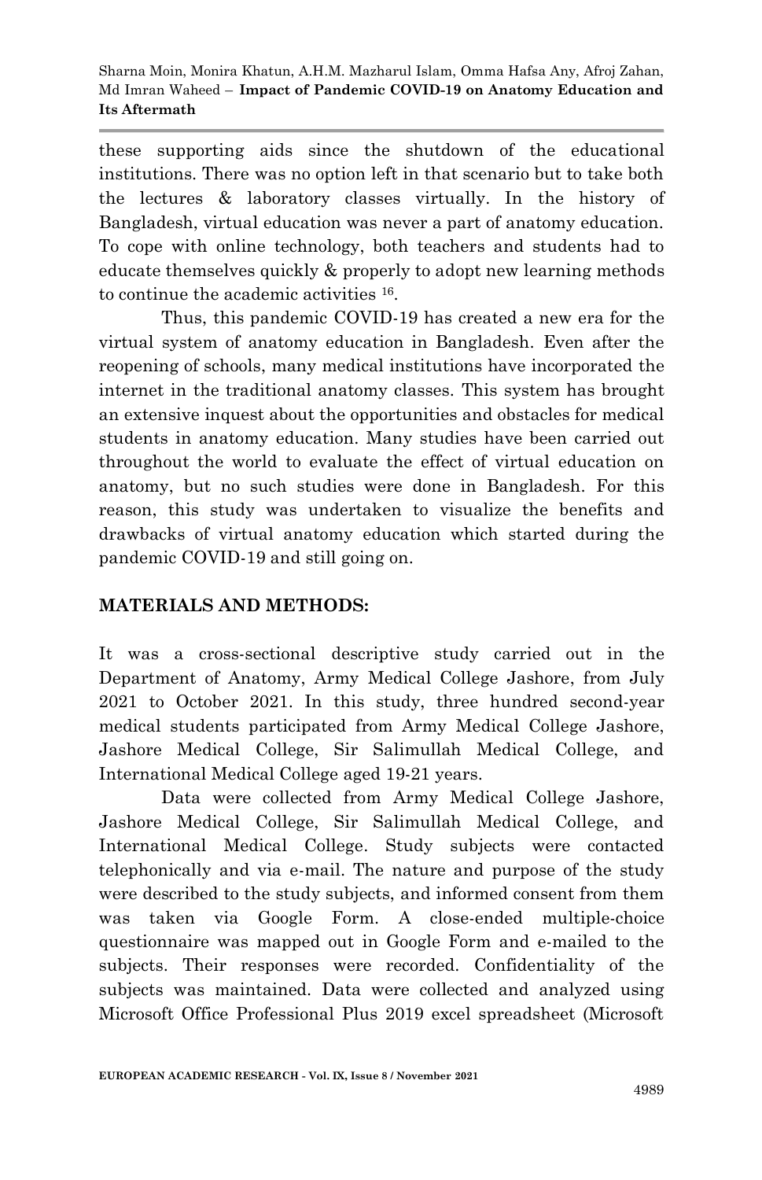these supporting aids since the shutdown of the educational institutions. There was no option left in that scenario but to take both the lectures & laboratory classes virtually. In the history of Bangladesh, virtual education was never a part of anatomy education. To cope with online technology, both teachers and students had to educate themselves quickly & properly to adopt new learning methods to continue the academic activities [16].

Thus, this pandemic COVID-19 has created a new era for the virtual system of anatomy education in Bangladesh. Even after the reopening of schools, many medical institutions have incorporated the internet in the traditional anatomy classes. This system has brought an extensive inquest about the opportunities and obstacles for medical students in anatomy education. Many studies have been carried out throughout the world to evaluate the effect of virtual education on anatomy, but no such studies were done in Bangladesh. For this reason, this study was undertaken to visualize the benefits and drawbacks of virtual anatomy education which started during the pandemic COVID-19 and still going on.

## MATERIALS AND METHODS:

It was a cross-sectional descriptive study carried out in the Department of Anatomy, Army Medical College Jashore, from July 2021 to October 2021. In this study, three hundred second-year medical students participated from Army Medical College Jashore, Jashore Medical College, Sir Salimullah Medical College, and International Medical College aged 19-21 years.

Data were collected from Army Medical College Jashore, Jashore Medical College, Sir Salimullah Medical College, and International Medical College. Study subjects were contacted telephonically and via e-mail. The nature and purpose of the study were described to the study subjects, and informed consent from them was taken via Google Form. A close-ended multiple-choice questionnaire was mapped out in Google Form and e-mailed to the subjects. Their responses were recorded. Confidentiality of the subjects was maintained. Data were collected and analyzed using Microsoft Office Professional Plus 2019 excel spreadsheet (Microsoft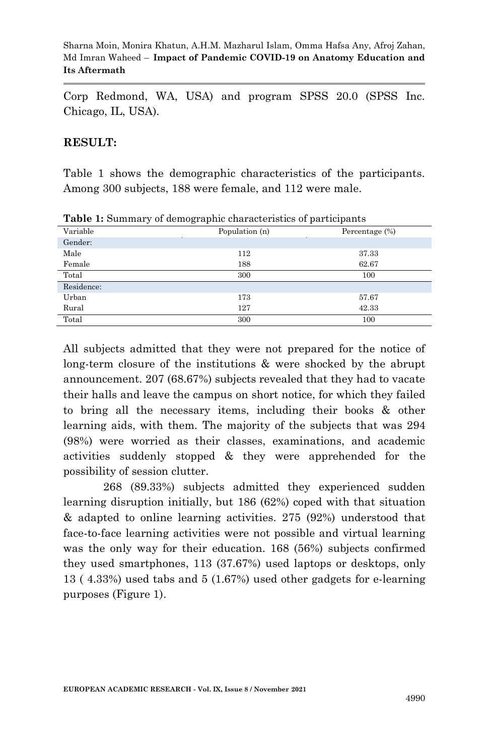Corp Redmond, WA, USA) and program SPSS 20.0 (SPSS Inc. Chicago, IL, USA).

## RESULT:

Table 1 shows the demographic characteristics of the participants. Among 300 subjects, 188 were female, and 112 were male.

**Table 1:** Summary of demographic characteristics of participants

| Variable | Population (n) | Percentage (%) |
|---|---|---|
| Gender: | | |
| Male | 112 | 37.33 |
| Female | 188 | 62.67 |
| Total | 300 | 100 |
| Residence: | | |
| Urban | 173 | 57.67 |
| Rural | 127 | 42.33 |
| Total | 300 | 100 |

All subjects admitted that they were not prepared for the notice of long-term closure of the institutions & were shocked by the abrupt announcement. 207 (68.67%) subjects revealed that they had to vacate their halls and leave the campus on short notice, for which they failed to bring all the necessary items, including their books & other learning aids, with them. The majority of the subjects that was 294 (98%) were worried as their classes, examinations, and academic activities suddenly stopped & they were apprehended for the possibility of session clutter.

268 (89.33%) subjects admitted they experienced sudden learning disruption initially, but 186 (62%) coped with that situation & adapted to online learning activities. 275 (92%) understood that face-to-face learning activities were not possible and virtual learning was the only way for their education. 168 (56%) subjects confirmed they used smartphones, 113 (37.67%) used laptops or desktops, only 13 ( 4.33%) used tabs and 5 (1.67%) used other gadgets for e-learning purposes (Figure 1).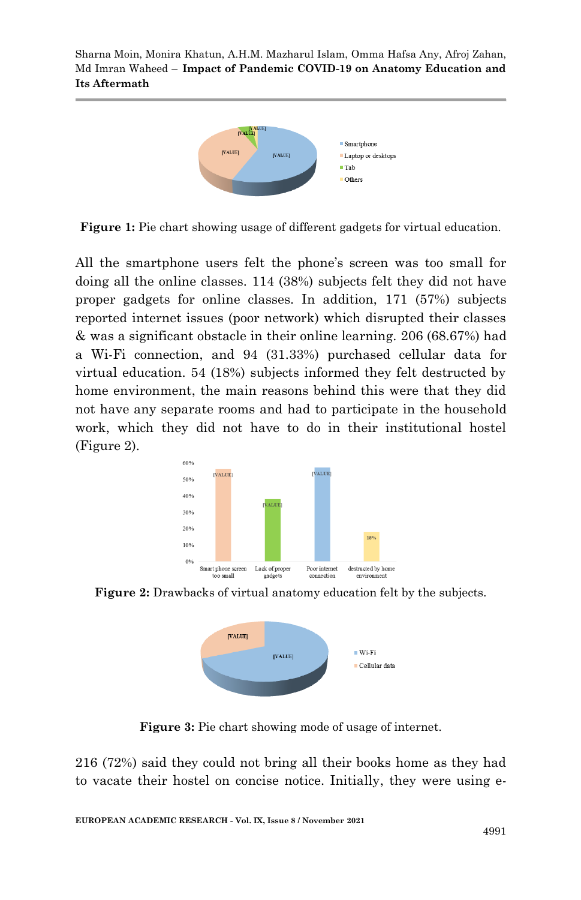**Figure 1:** Pie chart showing usage of different gadgets for virtual education.

All the smartphone users felt the phone's screen was too small for doing all the online classes. 114 (38%) subjects felt they did not have proper gadgets for online classes. In addition, 171 (57%) subjects reported internet issues (poor network) which disrupted their classes & was a significant obstacle in their online learning. 206 (68.67%) had a Wi-Fi connection, and 94 (31.33%) purchased cellular data for virtual education. 54 (18%) subjects informed they felt destructed by home environment, the main reasons behind this were that they did not have any separate rooms and had to participate in the household work, which they did not have to do in their institutional hostel (Figure 2).

**Figure 2:** Drawbacks of virtual anatomy education felt by the subjects.

**Figure 3:** Pie chart showing mode of usage of internet.

216 (72%) said they could not bring all their books home as they had to vacate their hostel on concise notice. Initially, they were using e-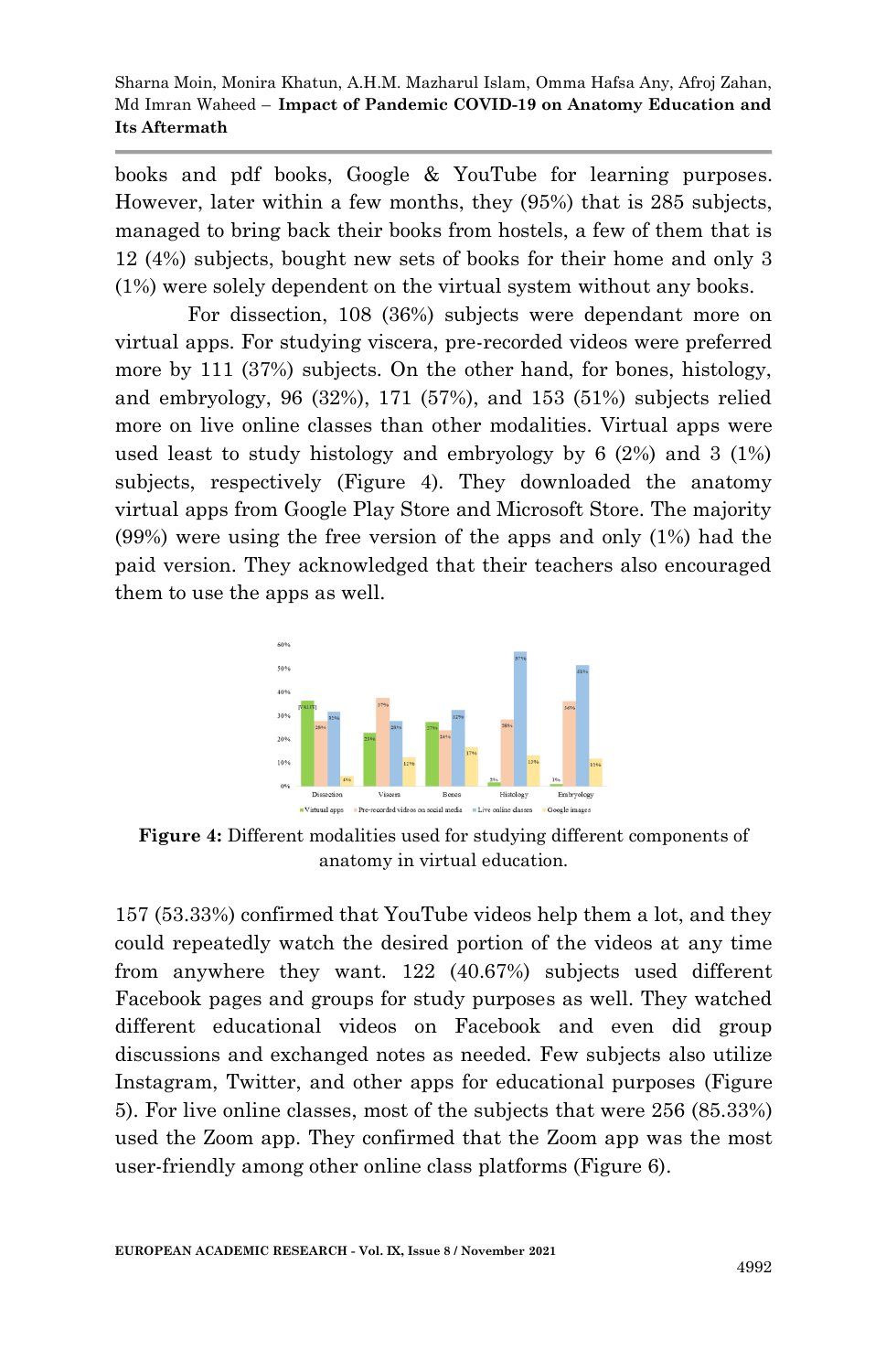books and pdf books, Google & YouTube for learning purposes. However, later within a few months, they (95%) that is 285 subjects, managed to bring back their books from hostels, a few of them that is 12 (4%) subjects, bought new sets of books for their home and only 3 (1%) were solely dependent on the virtual system without any books.

For dissection, 108 (36%) subjects were dependant more on virtual apps. For studying viscera, pre-recorded videos were preferred more by 111 (37%) subjects. On the other hand, for bones, histology, and embryology, 96 (32%), 171 (57%), and 153 (51%) subjects relied more on live online classes than other modalities. Virtual apps were used least to study histology and embryology by 6 (2%) and 3 (1%) subjects, respectively (Figure 4). They downloaded the anatomy virtual apps from Google Play Store and Microsoft Store. The majority (99%) were using the free version of the apps and only (1%) had the paid version. They acknowledged that their teachers also encouraged them to use the apps as well.

**Figure 4:** Different modalities used for studying different components of anatomy in virtual education.

157 (53.33%) confirmed that YouTube videos help them a lot, and they could repeatedly watch the desired portion of the videos at any time from anywhere they want. 122 (40.67%) subjects used different Facebook pages and groups for study purposes as well. They watched different educational videos on Facebook and even did group discussions and exchanged notes as needed. Few subjects also utilize Instagram, Twitter, and other apps for educational purposes (Figure 5). For live online classes, most of the subjects that were 256 (85.33%) used the Zoom app. They confirmed that the Zoom app was the most user-friendly among other online class platforms (Figure 6).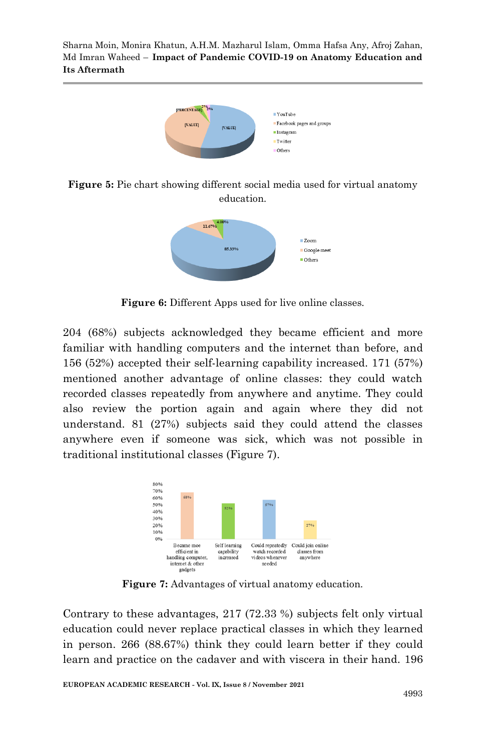**Figure 5:** Pie chart showing different social media used for virtual anatomy education.

**Figure 6:** Different Apps used for live online classes.

204 (68%) subjects acknowledged they became efficient and more familiar with handling computers and the internet than before, and 156 (52%) accepted their self-learning capability increased. 171 (57%) mentioned another advantage of online classes: they could watch recorded classes repeatedly from anywhere and anytime. They could also review the portion again and again where they did not understand. 81 (27%) subjects said they could attend the classes anywhere even if someone was sick, which was not possible in traditional institutional classes (Figure 7).

**Figure 7:** Advantages of virtual anatomy education.

Contrary to these advantages, 217 (72.33 %) subjects felt only virtual education could never replace practical classes in which they learned in person. 266 (88.67%) think they could learn better if they could learn and practice on the cadaver and with viscera in their hand. 196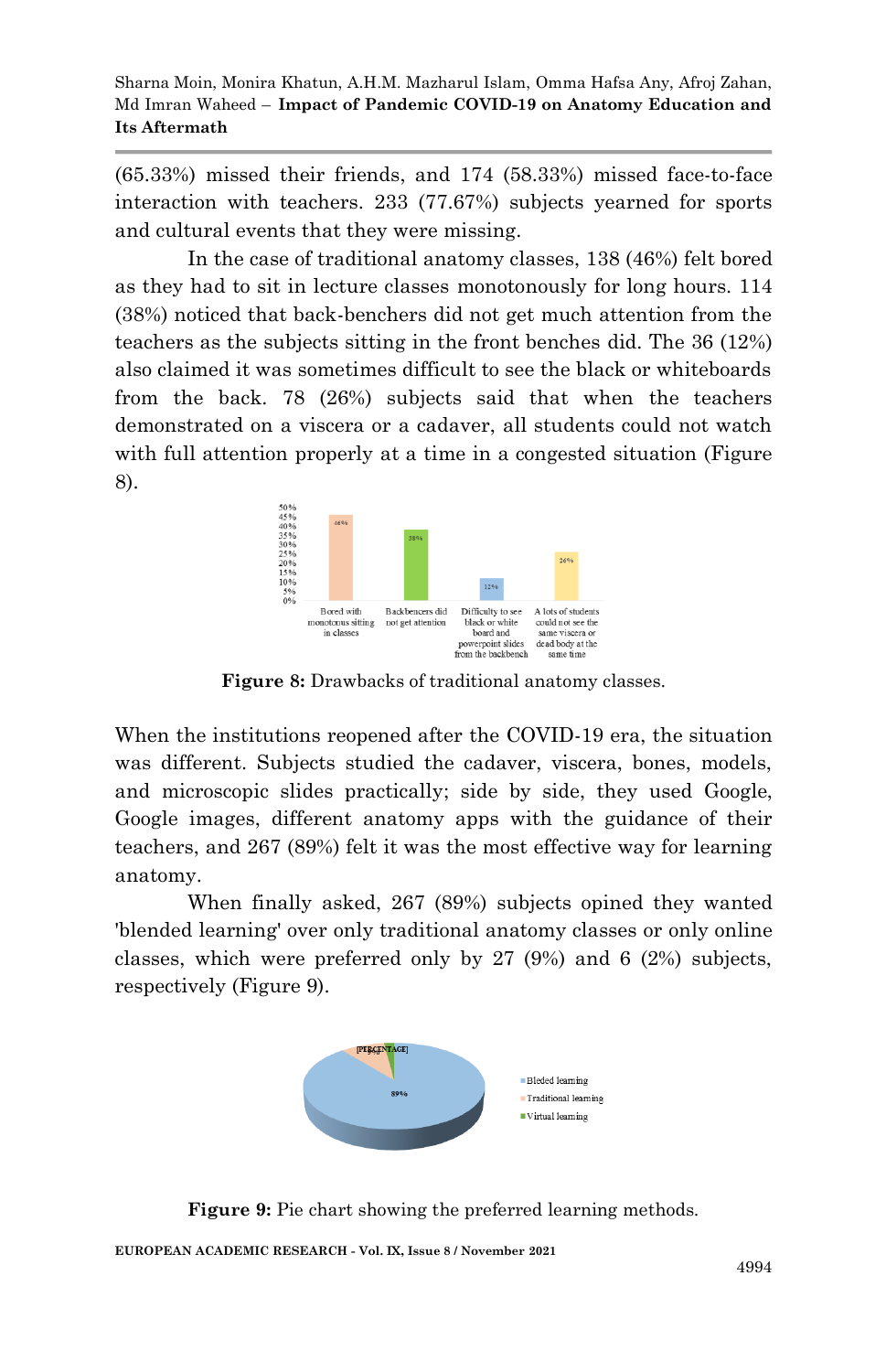(65.33%) missed their friends, and 174 (58.33%) missed face-to-face interaction with teachers. 233 (77.67%) subjects yearned for sports and cultural events that they were missing.

In the case of traditional anatomy classes, 138 (46%) felt bored as they had to sit in lecture classes monotonously for long hours. 114 (38%) noticed that back-benchers did not get much attention from the teachers as the subjects sitting in the front benches did. The 36 (12%) also claimed it was sometimes difficult to see the black or whiteboards from the back. 78 (26%) subjects said that when the teachers demonstrated on a viscera or a cadaver, all students could not watch with full attention properly at a time in a congested situation (Figure 8).

**Figure 8:** Drawbacks of traditional anatomy classes.

When the institutions reopened after the COVID-19 era, the situation was different. Subjects studied the cadaver, viscera, bones, models, and microscopic slides practically; side by side, they used Google, Google images, different anatomy apps with the guidance of their teachers, and 267 (89%) felt it was the most effective way for learning anatomy.

When finally asked, 267 (89%) subjects opined they wanted 'blended learning' over only traditional anatomy classes or only online classes, which were preferred only by 27 (9%) and 6 (2%) subjects, respectively (Figure 9).

**Figure 9:** Pie chart showing the preferred learning methods.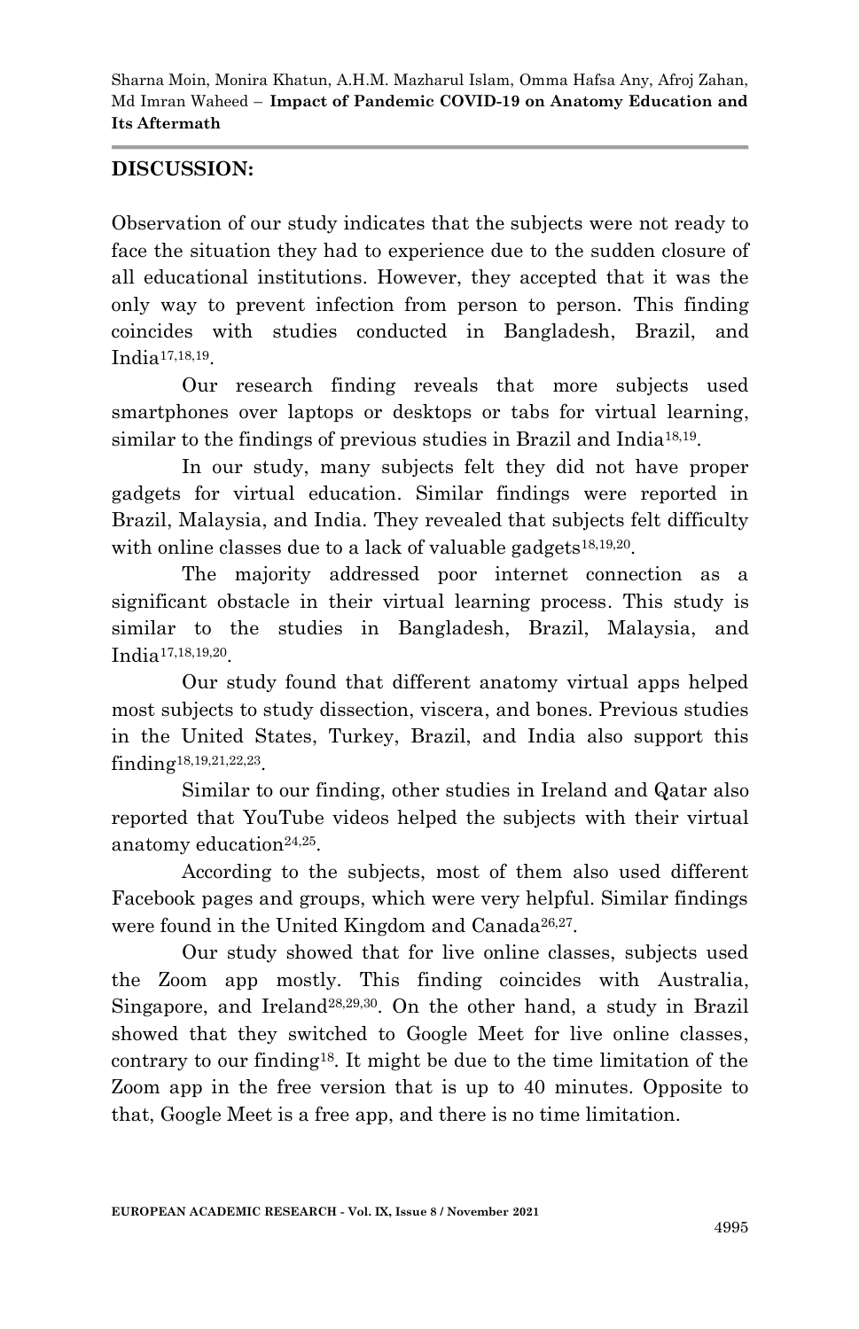## DISCUSSION:

Observation of our study indicates that the subjects were not ready to face the situation they had to experience due to the sudden closure of all educational institutions. However, they accepted that it was the only way to prevent infection from person to person. This finding coincides with studies conducted in Bangladesh, Brazil, and India[17,18,19].

Our research finding reveals that more subjects used smartphones over laptops or desktops or tabs for virtual learning, similar to the findings of previous studies in Brazil and India[18,19].

In our study, many subjects felt they did not have proper gadgets for virtual education. Similar findings were reported in Brazil, Malaysia, and India. They revealed that subjects felt difficulty with online classes due to a lack of valuable gadgets[18,19,20].

The majority addressed poor internet connection as a significant obstacle in their virtual learning process. This study is similar to the studies in Bangladesh, Brazil, Malaysia, and India[17,18,19,20].

Our study found that different anatomy virtual apps helped most subjects to study dissection, viscera, and bones. Previous studies in the United States, Turkey, Brazil, and India also support this finding[18,19,21,22,23].

Similar to our finding, other studies in Ireland and Qatar also reported that YouTube videos helped the subjects with their virtual anatomy education[24,25].

According to the subjects, most of them also used different Facebook pages and groups, which were very helpful. Similar findings were found in the United Kingdom and Canada[26,27].

Our study showed that for live online classes, subjects used the Zoom app mostly. This finding coincides with Australia, Singapore, and Ireland[28,29,30]. On the other hand, a study in Brazil showed that they switched to Google Meet for live online classes, contrary to our finding[18]. It might be due to the time limitation of the Zoom app in the free version that is up to 40 minutes. Opposite to that, Google Meet is a free app, and there is no time limitation.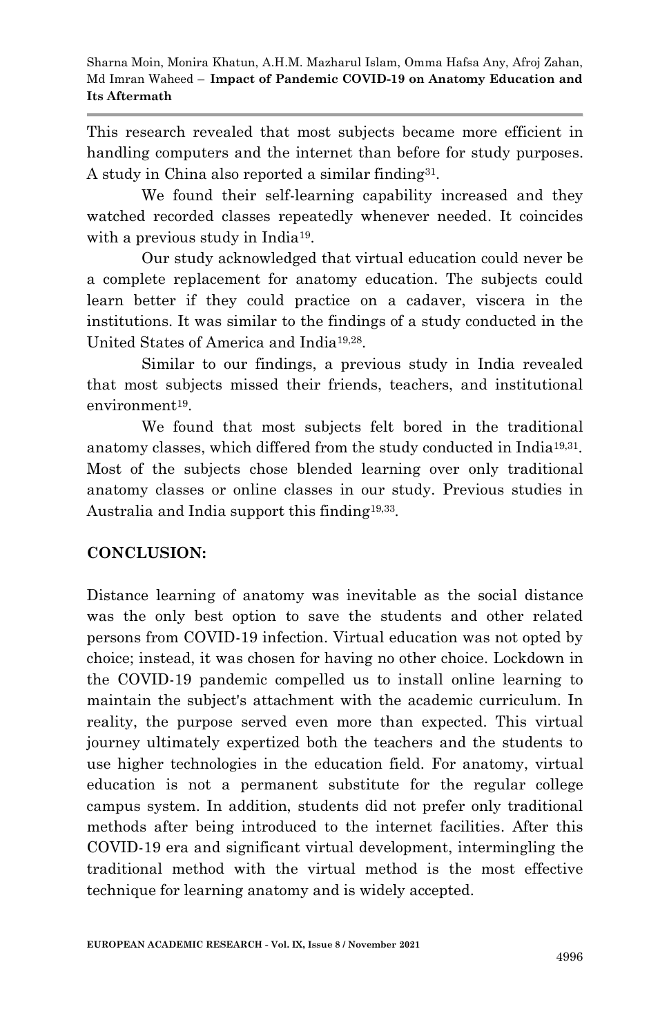This research revealed that most subjects became more efficient in handling computers and the internet than before for study purposes. A study in China also reported a similar finding[31].

We found their self-learning capability increased and they watched recorded classes repeatedly whenever needed. It coincides with a previous study in India[19].

Our study acknowledged that virtual education could never be a complete replacement for anatomy education. The subjects could learn better if they could practice on a cadaver, viscera in the institutions. It was similar to the findings of a study conducted in the United States of America and India[19,28].

Similar to our findings, a previous study in India revealed that most subjects missed their friends, teachers, and institutional environment[19].

We found that most subjects felt bored in the traditional anatomy classes, which differed from the study conducted in India[19,31]. Most of the subjects chose blended learning over only traditional anatomy classes or online classes in our study. Previous studies in Australia and India support this finding[19,33].

## CONCLUSION:

Distance learning of anatomy was inevitable as the social distance was the only best option to save the students and other related persons from COVID-19 infection. Virtual education was not opted by choice; instead, it was chosen for having no other choice. Lockdown in the COVID-19 pandemic compelled us to install online learning to maintain the subject's attachment with the academic curriculum. In reality, the purpose served even more than expected. This virtual journey ultimately expertized both the teachers and the students to use higher technologies in the education field. For anatomy, virtual education is not a permanent substitute for the regular college campus system. In addition, students did not prefer only traditional methods after being introduced to the internet facilities. After this COVID-19 era and significant virtual development, intermingling the traditional method with the virtual method is the most effective technique for learning anatomy and is widely accepted.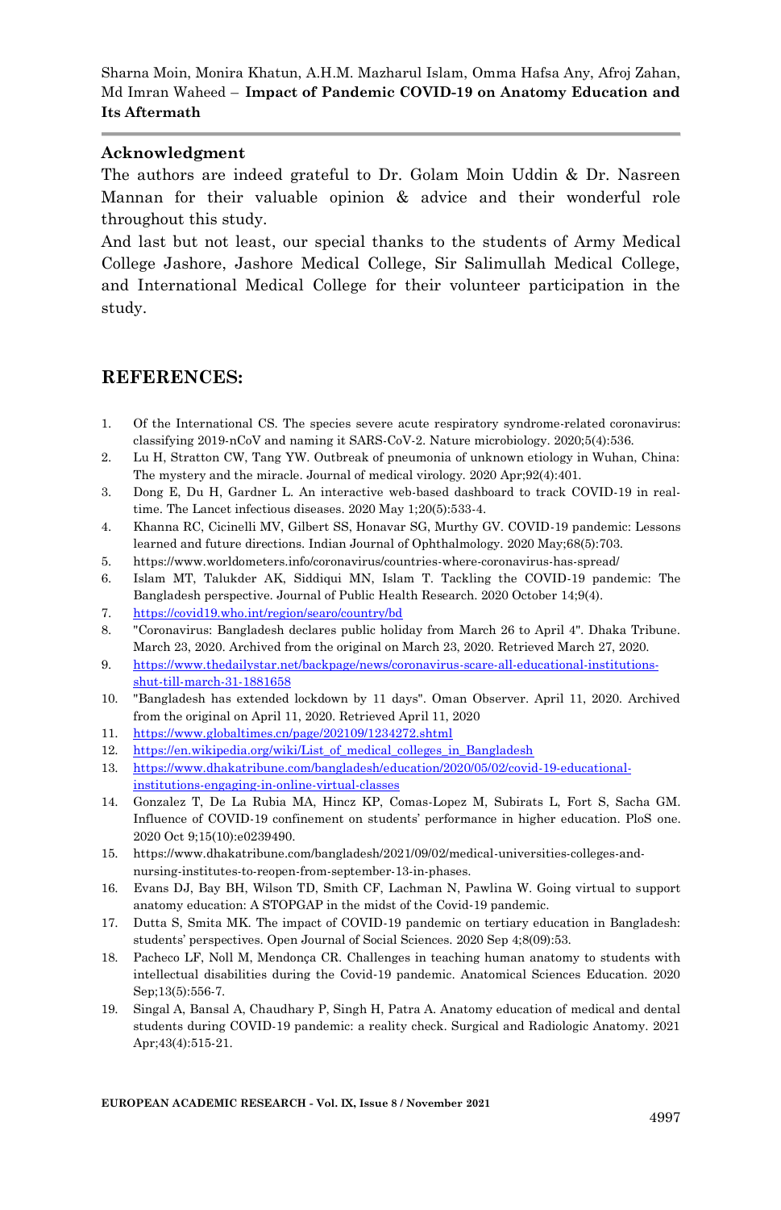## Acknowledgment

The authors are indeed grateful to Dr. Golam Moin Uddin & Dr. Nasreen Mannan for their valuable opinion & advice and their wonderful role throughout this study.

And last but not least, our special thanks to the students of Army Medical College Jashore, Jashore Medical College, Sir Salimullah Medical College, and International Medical College for their volunteer participation in the study.

## REFERENCES:

1. Of the International CS. The species severe acute respiratory syndrome-related coronavirus: classifying 2019-nCoV and naming it SARS-CoV-2. Nature microbiology. 2020;5(4):536.
2. Lu H, Stratton CW, Tang YW. Outbreak of pneumonia of unknown etiology in Wuhan, China: The mystery and the miracle. Journal of medical virology. 2020 Apr;92(4):401.
3. Dong E, Du H, Gardner L. An interactive web-based dashboard to track COVID-19 in real-time. The Lancet infectious diseases. 2020 May 1;20(5):533-4.
4. Khanna RC, Cicinelli MV, Gilbert SS, Honavar SG, Murthy GV. COVID-19 pandemic: Lessons learned and future directions. Indian Journal of Ophthalmology. 2020 May;68(5):703.
5. https://www.worldometers.info/coronavirus/countries-where-coronavirus-has-spread/
6. Islam MT, Talukder AK, Siddiqui MN, Islam T. Tackling the COVID-19 pandemic: The Bangladesh perspective. Journal of Public Health Research. 2020 October 14;9(4).
7. https://covid19.who.int/region/searo/country/bd
8. "Coronavirus: Bangladesh declares public holiday from March 26 to April 4". Dhaka Tribune. March 23, 2020. Archived from the original on March 23, 2020. Retrieved March 27, 2020.
9. https://www.thedailystar.net/backpage/news/coronavirus-scare-all-educational-institutions-shut-till-march-31-1881658
10. "Bangladesh has extended lockdown by 11 days". Oman Observer. April 11, 2020. Archived from the original on April 11, 2020. Retrieved April 11, 2020
11. https://www.globaltimes.cn/page/202109/1234272.shtml
12. https://en.wikipedia.org/wiki/List_of_medical_colleges_in_Bangladesh
13. https://www.dhakatribune.com/bangladesh/education/2020/05/02/covid-19-educational-institutions-engaging-in-online-virtual-classes
14. Gonzalez T, De La Rubia MA, Hincz KP, Comas-Lopez M, Subirats L, Fort S, Sacha GM. Influence of COVID-19 confinement on students' performance in higher education. PloS one. 2020 Oct 9;15(10):e0239490.
15. https://www.dhakatribune.com/bangladesh/2021/09/02/medical-universities-colleges-and-nursing-institutes-to-reopen-from-september-13-in-phases.
16. Evans DJ, Bay BH, Wilson TD, Smith CF, Lachman N, Pawlina W. Going virtual to support anatomy education: A STOPGAP in the midst of the Covid-19 pandemic.
17. Dutta S, Smita MK. The impact of COVID-19 pandemic on tertiary education in Bangladesh: students' perspectives. Open Journal of Social Sciences. 2020 Sep 4;8(09):53.
18. Pacheco LF, Noll M, Mendonça CR. Challenges in teaching human anatomy to students with intellectual disabilities during the Covid-19 pandemic. Anatomical Sciences Education. 2020 Sep;13(5):556-7.
19. Singal A, Bansal A, Chaudhary P, Singh H, Patra A. Anatomy education of medical and dental students during COVID-19 pandemic: a reality check. Surgical and Radiologic Anatomy. 2021 Apr;43(4):515-21.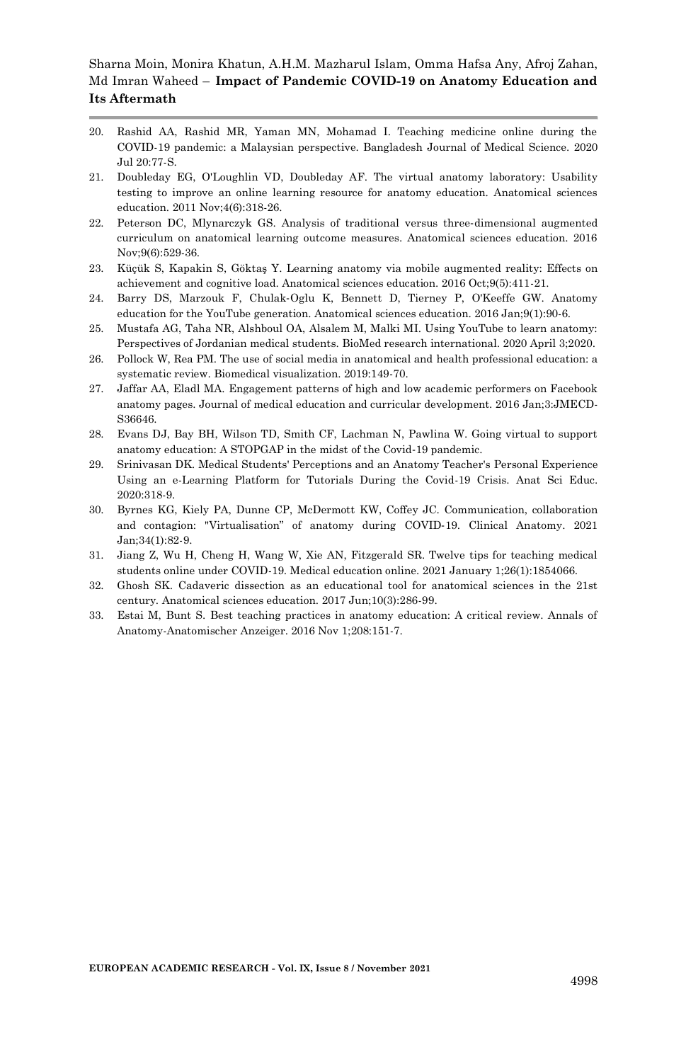20. Rashid AA, Rashid MR, Yaman MN, Mohamad I. Teaching medicine online during the COVID-19 pandemic: a Malaysian perspective. Bangladesh Journal of Medical Science. 2020 Jul 20:77-S.
21. Doubleday EG, O'Loughlin VD, Doubleday AF. The virtual anatomy laboratory: Usability testing to improve an online learning resource for anatomy education. Anatomical sciences education. 2011 Nov;4(6):318-26.
22. Peterson DC, Mlynarczyk GS. Analysis of traditional versus three-dimensional augmented curriculum on anatomical learning outcome measures. Anatomical sciences education. 2016 Nov;9(6):529-36.
23. Küçük S, Kapakin S, Göktaş Y. Learning anatomy via mobile augmented reality: Effects on achievement and cognitive load. Anatomical sciences education. 2016 Oct;9(5):411-21.
24. Barry DS, Marzouk F, Chulak-Oglu K, Bennett D, Tierney P, O'Keeffe GW. Anatomy education for the YouTube generation. Anatomical sciences education. 2016 Jan;9(1):90-6.
25. Mustafa AG, Taha NR, Alshboul OA, Alsalem M, Malki MI. Using YouTube to learn anatomy: Perspectives of Jordanian medical students. BioMed research international. 2020 April 3;2020.
26. Pollock W, Rea PM. The use of social media in anatomical and health professional education: a systematic review. Biomedical visualization. 2019:149-70.
27. Jaffar AA, Eladl MA. Engagement patterns of high and low academic performers on Facebook anatomy pages. Journal of medical education and curricular development. 2016 Jan;3:JMECD-S36646.
28. Evans DJ, Bay BH, Wilson TD, Smith CF, Lachman N, Pawlina W. Going virtual to support anatomy education: A STOPGAP in the midst of the Covid-19 pandemic.
29. Srinivasan DK. Medical Students' Perceptions and an Anatomy Teacher's Personal Experience Using an e-Learning Platform for Tutorials During the Covid-19 Crisis. Anat Sci Educ. 2020:318-9.
30. Byrnes KG, Kiely PA, Dunne CP, McDermott KW, Coffey JC. Communication, collaboration and contagion: "Virtualisation" of anatomy during COVID-19. Clinical Anatomy. 2021 Jan;34(1):82-9.
31. Jiang Z, Wu H, Cheng H, Wang W, Xie AN, Fitzgerald SR. Twelve tips for teaching medical students online under COVID-19. Medical education online. 2021 January 1;26(1):1854066.
32. Ghosh SK. Cadaveric dissection as an educational tool for anatomical sciences in the 21st century. Anatomical sciences education. 2017 Jun;10(3):286-99.
33. Estai M, Bunt S. Best teaching practices in anatomy education: A critical review. Annals of Anatomy-Anatomischer Anzeiger. 2016 Nov 1;208:151-7.